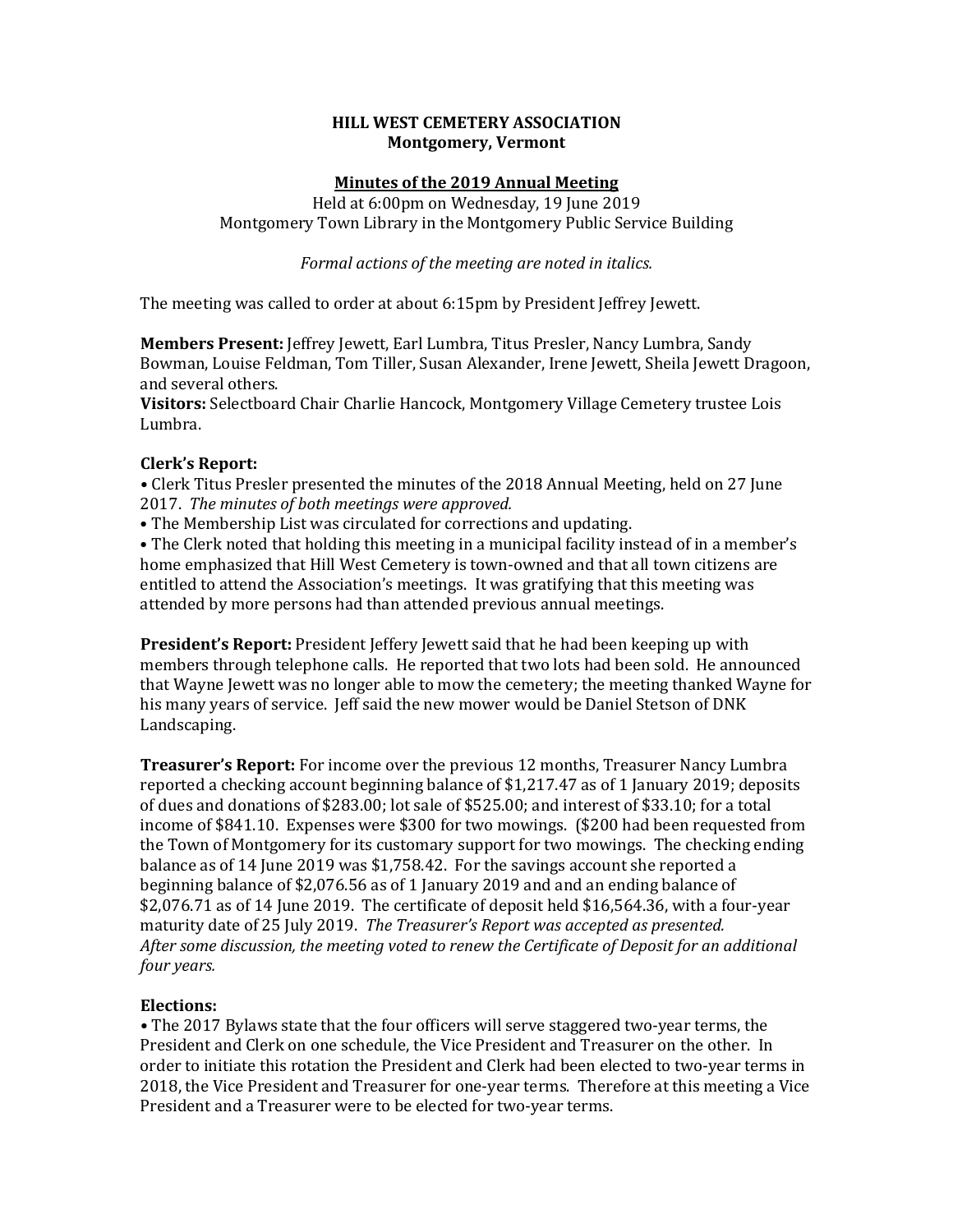**HILL WEST CEMETERY ASSOCIATION**
**Montgomery, Vermont**

**Minutes of the 2019 Annual Meeting**

Held at 6:00pm on Wednesday, 19 June 2019
Montgomery Town Library in the Montgomery Public Service Building

*Formal actions of the meeting are noted in italics.*

The meeting was called to order at about 6:15pm by President Jeffrey Jewett.

**Members Present:** Jeffrey Jewett, Earl Lumbra, Titus Presler, Nancy Lumbra, Sandy Bowman, Louise Feldman, Tom Tiller, Susan Alexander, Irene Jewett, Sheila Jewett Dragoon, and several others.
**Visitors:** Selectboard Chair Charlie Hancock, Montgomery Village Cemetery trustee Lois Lumbra.

**Clerk's Report:**

• Clerk Titus Presler presented the minutes of the 2018 Annual Meeting, held on 27 June 2017. *The minutes of both meetings were approved.*
• The Membership List was circulated for corrections and updating.
• The Clerk noted that holding this meeting in a municipal facility instead of in a member's home emphasized that Hill West Cemetery is town-owned and that all town citizens are entitled to attend the Association's meetings. It was gratifying that this meeting was attended by more persons had than attended previous annual meetings.

**President's Report:** President Jeffery Jewett said that he had been keeping up with members through telephone calls. He reported that two lots had been sold. He announced that Wayne Jewett was no longer able to mow the cemetery; the meeting thanked Wayne for his many years of service. Jeff said the new mower would be Daniel Stetson of DNK Landscaping.

**Treasurer's Report:** For income over the previous 12 months, Treasurer Nancy Lumbra reported a checking account beginning balance of $1,217.47 as of 1 January 2019; deposits of dues and donations of $283.00; lot sale of $525.00; and interest of $33.10; for a total income of $841.10. Expenses were $300 for two mowings. ($200 had been requested from the Town of Montgomery for its customary support for two mowings. The checking ending balance as of 14 June 2019 was $1,758.42. For the savings account she reported a beginning balance of $2,076.56 as of 1 January 2019 and and an ending balance of $2,076.71 as of 14 June 2019. The certificate of deposit held $16,564.36, with a four-year maturity date of 25 July 2019. *The Treasurer's Report was accepted as presented. After some discussion, the meeting voted to renew the Certificate of Deposit for an additional four years.*

**Elections:**

• The 2017 Bylaws state that the four officers will serve staggered two-year terms, the President and Clerk on one schedule, the Vice President and Treasurer on the other. In order to initiate this rotation the President and Clerk had been elected to two-year terms in 2018, the Vice President and Treasurer for one-year terms. Therefore at this meeting a Vice President and a Treasurer were to be elected for two-year terms.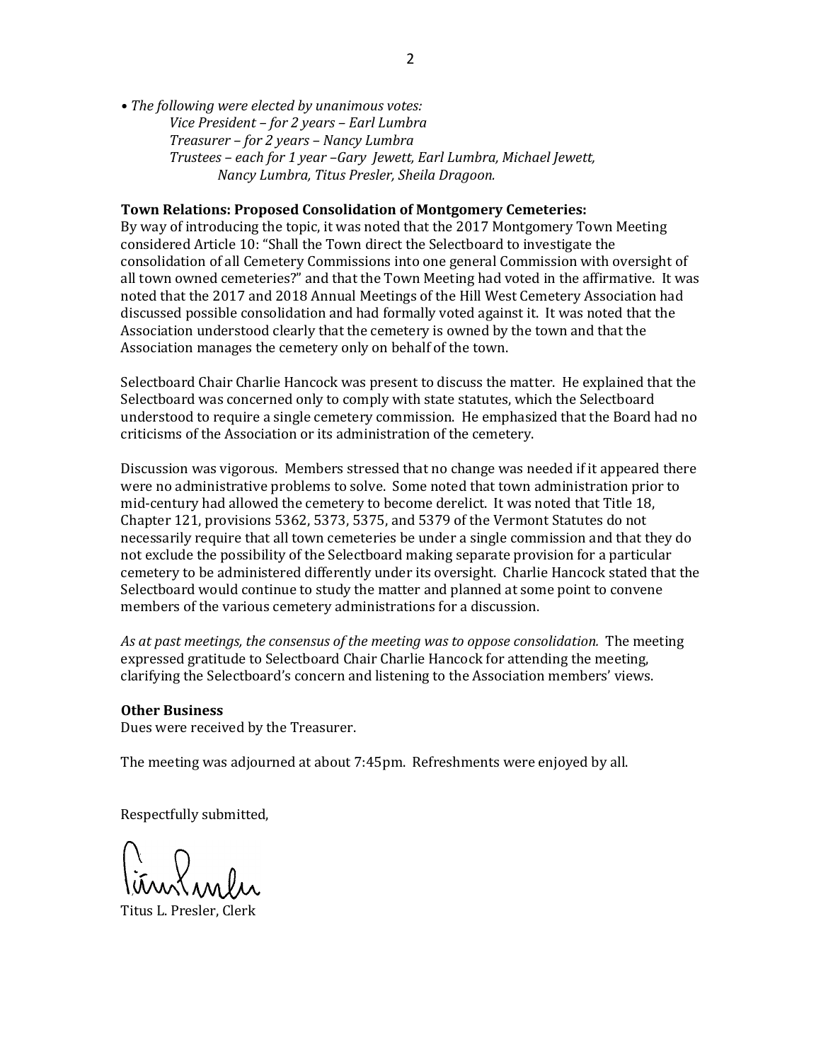• *The following were elected by unanimous votes:*

*Vice President – for 2 years – Earl Lumbra*

*Treasurer – for 2 years – Nancy Lumbra*

*Trustees – each for 1 year –Gary Jewett, Earl Lumbra, Michael Jewett, Nancy Lumbra, Titus Presler, Sheila Dragoon.*

**Town Relations: Proposed Consolidation of Montgomery Cemeteries:**

By way of introducing the topic, it was noted that the 2017 Montgomery Town Meeting considered Article 10: "Shall the Town direct the Selectboard to investigate the consolidation of all Cemetery Commissions into one general Commission with oversight of all town owned cemeteries?" and that the Town Meeting had voted in the affirmative. It was noted that the 2017 and 2018 Annual Meetings of the Hill West Cemetery Association had discussed possible consolidation and had formally voted against it. It was noted that the Association understood clearly that the cemetery is owned by the town and that the Association manages the cemetery only on behalf of the town.

Selectboard Chair Charlie Hancock was present to discuss the matter. He explained that the Selectboard was concerned only to comply with state statutes, which the Selectboard understood to require a single cemetery commission. He emphasized that the Board had no criticisms of the Association or its administration of the cemetery.

Discussion was vigorous. Members stressed that no change was needed if it appeared there were no administrative problems to solve. Some noted that town administration prior to mid-century had allowed the cemetery to become derelict. It was noted that Title 18, Chapter 121, provisions 5362, 5373, 5375, and 5379 of the Vermont Statutes do not necessarily require that all town cemeteries be under a single commission and that they do not exclude the possibility of the Selectboard making separate provision for a particular cemetery to be administered differently under its oversight. Charlie Hancock stated that the Selectboard would continue to study the matter and planned at some point to convene members of the various cemetery administrations for a discussion.

*As at past meetings, the consensus of the meeting was to oppose consolidation.* The meeting expressed gratitude to Selectboard Chair Charlie Hancock for attending the meeting, clarifying the Selectboard's concern and listening to the Association members' views.

**Other Business**

Dues were received by the Treasurer.

The meeting was adjourned at about 7:45pm. Refreshments were enjoyed by all.

Respectfully submitted,

Titus L. Presler, Clerk